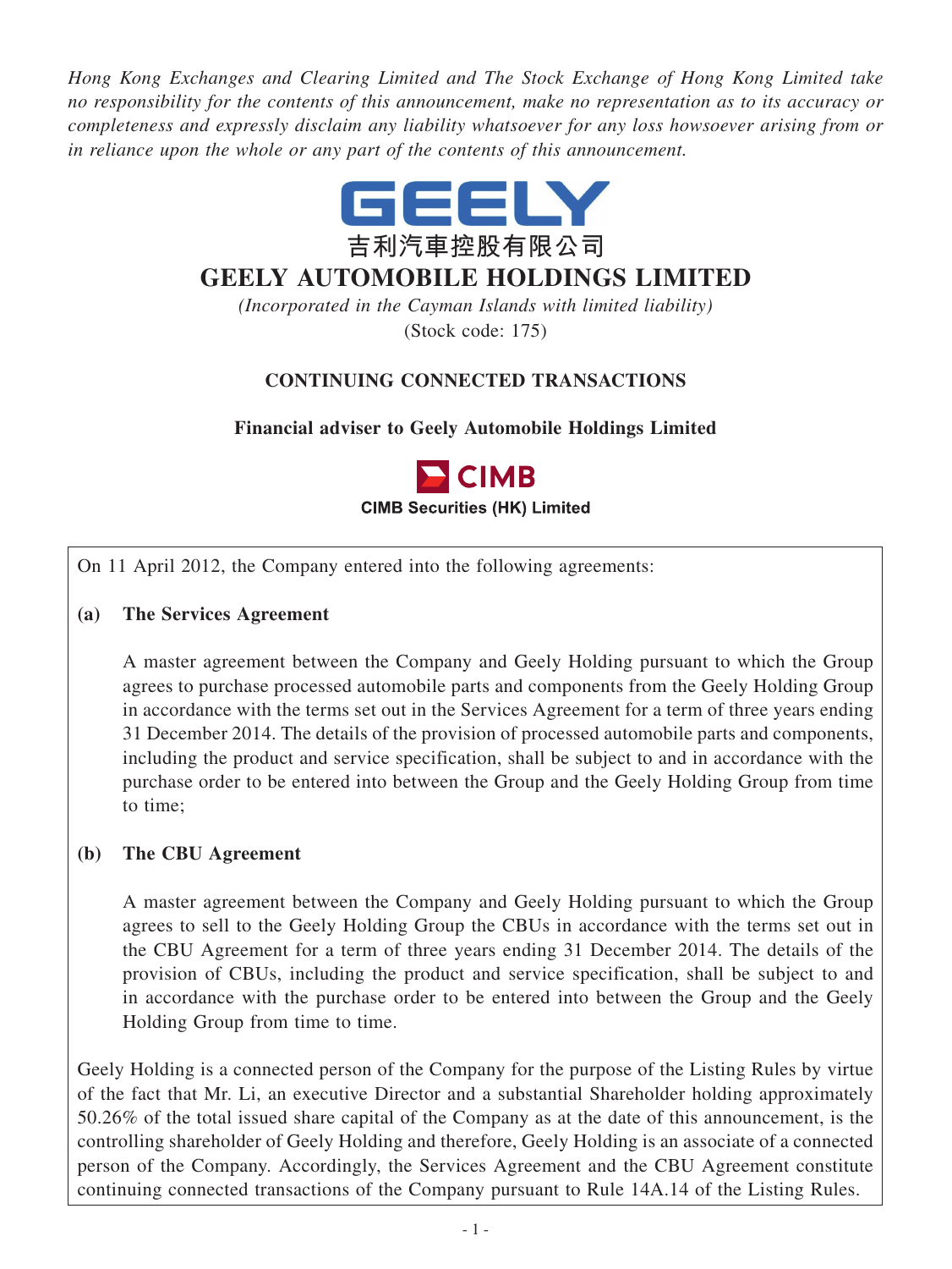*Hong Kong Exchanges and Clearing Limited and The Stock Exchange of Hong Kong Limited take no responsibility for the contents of this announcement, make no representation as to its accuracy or completeness and expressly disclaim any liability whatsoever for any loss howsoever arising from or in reliance upon the whole or any part of the contents of this announcement.*

GEELY

吉利汽車控股有限公司

# GEELY AUTOMOBILE HOLDINGS LIMITED

*(Incorporated in the Cayman Islands with limited liability)*

(Stock code: 175)

## CONTINUING CONNECTED TRANSACTIONS

**Financial adviser to Geely Automobile Holdings Limited**

CIMB

**CIMB Securities (HK) Limited**

On 11 April 2012, the Company entered into the following agreements:

**(a) The Services Agreement**

A master agreement between the Company and Geely Holding pursuant to which the Group agrees to purchase processed automobile parts and components from the Geely Holding Group in accordance with the terms set out in the Services Agreement for a term of three years ending 31 December 2014. The details of the provision of processed automobile parts and components, including the product and service specification, shall be subject to and in accordance with the purchase order to be entered into between the Group and the Geely Holding Group from time to time;

**(b) The CBU Agreement**

A master agreement between the Company and Geely Holding pursuant to which the Group agrees to sell to the Geely Holding Group the CBUs in accordance with the terms set out in the CBU Agreement for a term of three years ending 31 December 2014. The details of the provision of CBUs, including the product and service specification, shall be subject to and in accordance with the purchase order to be entered into between the Group and the Geely Holding Group from time to time.

Geely Holding is a connected person of the Company for the purpose of the Listing Rules by virtue of the fact that Mr. Li, an executive Director and a substantial Shareholder holding approximately 50.26% of the total issued share capital of the Company as at the date of this announcement, is the controlling shareholder of Geely Holding and therefore, Geely Holding is an associate of a connected person of the Company. Accordingly, the Services Agreement and the CBU Agreement constitute continuing connected transactions of the Company pursuant to Rule 14A.14 of the Listing Rules.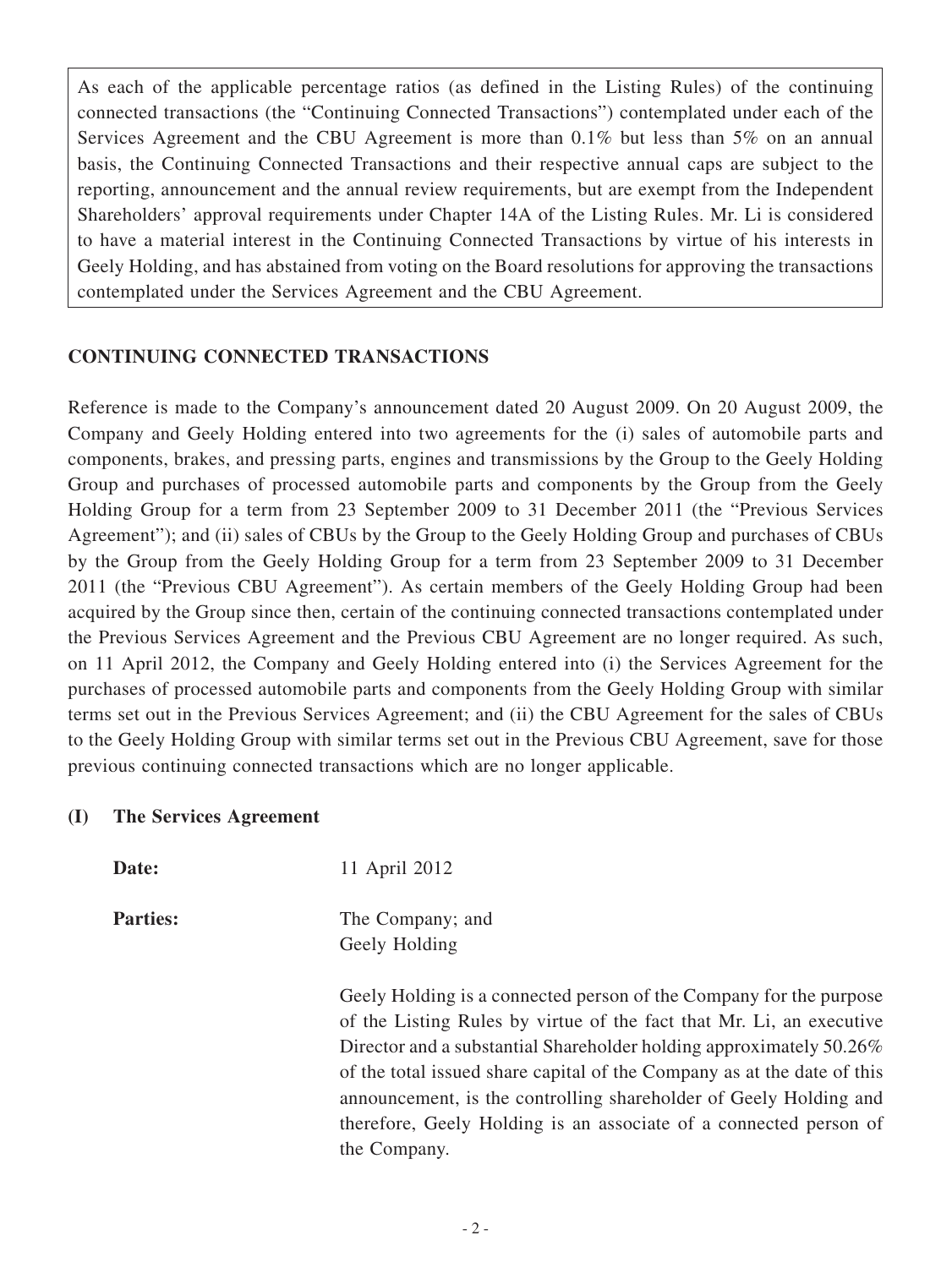As each of the applicable percentage ratios (as defined in the Listing Rules) of the continuing connected transactions (the "Continuing Connected Transactions") contemplated under each of the Services Agreement and the CBU Agreement is more than 0.1% but less than 5% on an annual basis, the Continuing Connected Transactions and their respective annual caps are subject to the reporting, announcement and the annual review requirements, but are exempt from the Independent Shareholders' approval requirements under Chapter 14A of the Listing Rules. Mr. Li is considered to have a material interest in the Continuing Connected Transactions by virtue of his interests in Geely Holding, and has abstained from voting on the Board resolutions for approving the transactions contemplated under the Services Agreement and the CBU Agreement.

## CONTINUING CONNECTED TRANSACTIONS

Reference is made to the Company's announcement dated 20 August 2009. On 20 August 2009, the Company and Geely Holding entered into two agreements for the (i) sales of automobile parts and components, brakes, and pressing parts, engines and transmissions by the Group to the Geely Holding Group and purchases of processed automobile parts and components by the Group from the Geely Holding Group for a term from 23 September 2009 to 31 December 2011 (the "Previous Services Agreement"); and (ii) sales of CBUs by the Group to the Geely Holding Group and purchases of CBUs by the Group from the Geely Holding Group for a term from 23 September 2009 to 31 December 2011 (the "Previous CBU Agreement"). As certain members of the Geely Holding Group had been acquired by the Group since then, certain of the continuing connected transactions contemplated under the Previous Services Agreement and the Previous CBU Agreement are no longer required. As such, on 11 April 2012, the Company and Geely Holding entered into (i) the Services Agreement for the purchases of processed automobile parts and components from the Geely Holding Group with similar terms set out in the Previous Services Agreement; and (ii) the CBU Agreement for the sales of CBUs to the Geely Holding Group with similar terms set out in the Previous CBU Agreement, save for those previous continuing connected transactions which are no longer applicable.

### (I) The Services Agreement

**Date:** 11 April 2012

**Parties:** The Company; and Geely Holding

Geely Holding is a connected person of the Company for the purpose of the Listing Rules by virtue of the fact that Mr. Li, an executive Director and a substantial Shareholder holding approximately 50.26% of the total issued share capital of the Company as at the date of this announcement, is the controlling shareholder of Geely Holding and therefore, Geely Holding is an associate of a connected person of the Company.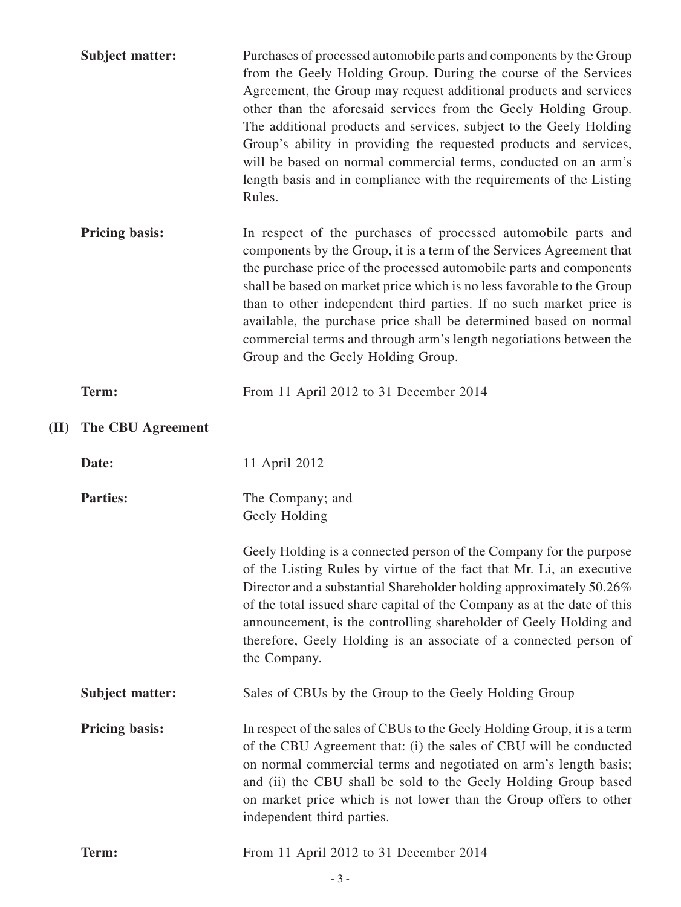**Subject matter:** Purchases of processed automobile parts and components by the Group from the Geely Holding Group. During the course of the Services Agreement, the Group may request additional products and services other than the aforesaid services from the Geely Holding Group. The additional products and services, subject to the Geely Holding Group's ability in providing the requested products and services, will be based on normal commercial terms, conducted on an arm's length basis and in compliance with the requirements of the Listing Rules.

**Pricing basis:** In respect of the purchases of processed automobile parts and components by the Group, it is a term of the Services Agreement that the purchase price of the processed automobile parts and components shall be based on market price which is no less favorable to the Group than to other independent third parties. If no such market price is available, the purchase price shall be determined based on normal commercial terms and through arm's length negotiations between the Group and the Geely Holding Group.

**Term:** From 11 April 2012 to 31 December 2014

**(II) The CBU Agreement**

**Date:** 11 April 2012

**Parties:** The Company; and
Geely Holding

Geely Holding is a connected person of the Company for the purpose of the Listing Rules by virtue of the fact that Mr. Li, an executive Director and a substantial Shareholder holding approximately 50.26% of the total issued share capital of the Company as at the date of this announcement, is the controlling shareholder of Geely Holding and therefore, Geely Holding is an associate of a connected person of the Company.

**Subject matter:** Sales of CBUs by the Group to the Geely Holding Group

**Pricing basis:** In respect of the sales of CBUs to the Geely Holding Group, it is a term of the CBU Agreement that: (i) the sales of CBU will be conducted on normal commercial terms and negotiated on arm's length basis; and (ii) the CBU shall be sold to the Geely Holding Group based on market price which is not lower than the Group offers to other independent third parties.

**Term:** From 11 April 2012 to 31 December 2014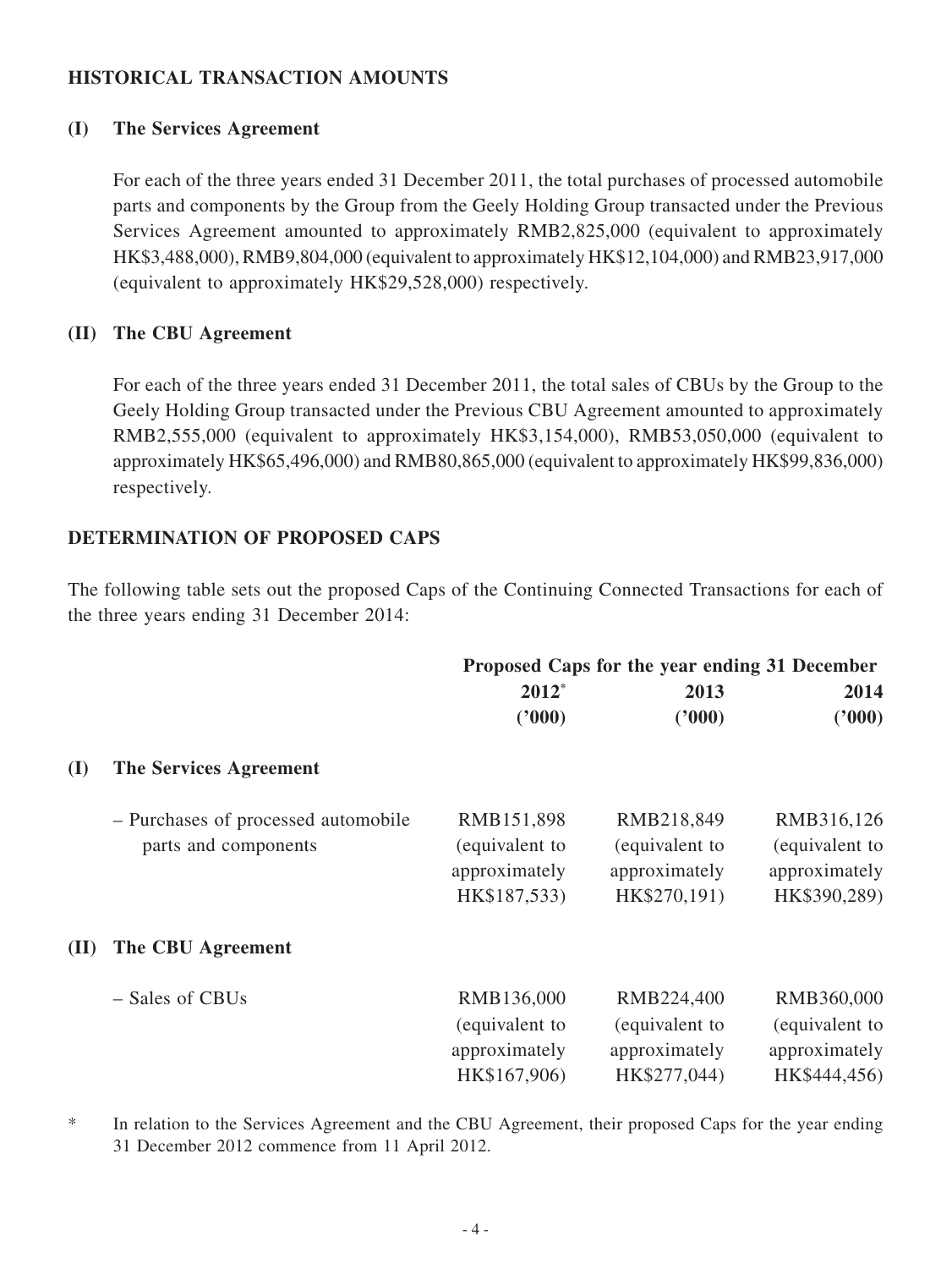## HISTORICAL TRANSACTION AMOUNTS

### (I) The Services Agreement

For each of the three years ended 31 December 2011, the total purchases of processed automobile parts and components by the Group from the Geely Holding Group transacted under the Previous Services Agreement amounted to approximately RMB2,825,000 (equivalent to approximately HK$3,488,000), RMB9,804,000 (equivalent to approximately HK$12,104,000) and RMB23,917,000 (equivalent to approximately HK$29,528,000) respectively.

### (II) The CBU Agreement

For each of the three years ended 31 December 2011, the total sales of CBUs by the Group to the Geely Holding Group transacted under the Previous CBU Agreement amounted to approximately RMB2,555,000 (equivalent to approximately HK$3,154,000), RMB53,050,000 (equivalent to approximately HK$65,496,000) and RMB80,865,000 (equivalent to approximately HK$99,836,000) respectively.

## DETERMINATION OF PROPOSED CAPS

The following table sets out the proposed Caps of the Continuing Connected Transactions for each of the three years ending 31 December 2014:

| | Proposed Caps for the year ending 31 December | | |
|---|---|---|---|
| | **2012*** ('000) | **2013** ('000) | **2014** ('000) |
| **(I) The Services Agreement** | | | |
| – Purchases of processed automobile parts and components | RMB151,898 (equivalent to approximately HK$187,533) | RMB218,849 (equivalent to approximately HK$270,191) | RMB316,126 (equivalent to approximately HK$390,289) |
| **(II) The CBU Agreement** | | | |
| – Sales of CBUs | RMB136,000 (equivalent to approximately HK$167,906) | RMB224,400 (equivalent to approximately HK$277,044) | RMB360,000 (equivalent to approximately HK$444,456) |

\* In relation to the Services Agreement and the CBU Agreement, their proposed Caps for the year ending 31 December 2012 commence from 11 April 2012.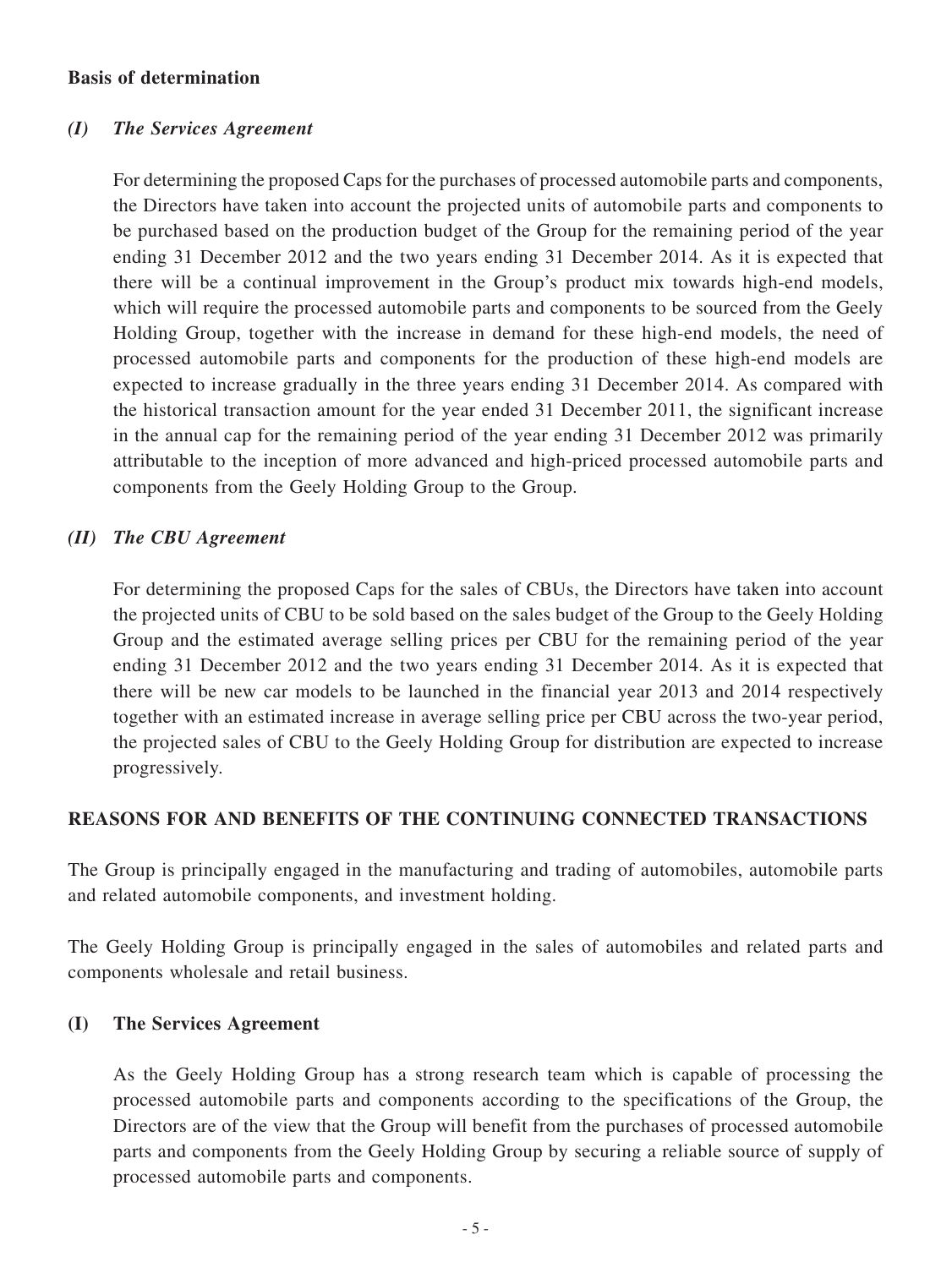**Basis of determination**

***(I) The Services Agreement***

For determining the proposed Caps for the purchases of processed automobile parts and components, the Directors have taken into account the projected units of automobile parts and components to be purchased based on the production budget of the Group for the remaining period of the year ending 31 December 2012 and the two years ending 31 December 2014. As it is expected that there will be a continual improvement in the Group's product mix towards high-end models, which will require the processed automobile parts and components to be sourced from the Geely Holding Group, together with the increase in demand for these high-end models, the need of processed automobile parts and components for the production of these high-end models are expected to increase gradually in the three years ending 31 December 2014. As compared with the historical transaction amount for the year ended 31 December 2011, the significant increase in the annual cap for the remaining period of the year ending 31 December 2012 was primarily attributable to the inception of more advanced and high-priced processed automobile parts and components from the Geely Holding Group to the Group.

***(II) The CBU Agreement***

For determining the proposed Caps for the sales of CBUs, the Directors have taken into account the projected units of CBU to be sold based on the sales budget of the Group to the Geely Holding Group and the estimated average selling prices per CBU for the remaining period of the year ending 31 December 2012 and the two years ending 31 December 2014. As it is expected that there will be new car models to be launched in the financial year 2013 and 2014 respectively together with an estimated increase in average selling price per CBU across the two-year period, the projected sales of CBU to the Geely Holding Group for distribution are expected to increase progressively.

## REASONS FOR AND BENEFITS OF THE CONTINUING CONNECTED TRANSACTIONS

The Group is principally engaged in the manufacturing and trading of automobiles, automobile parts and related automobile components, and investment holding.

The Geely Holding Group is principally engaged in the sales of automobiles and related parts and components wholesale and retail business.

**(I) The Services Agreement**

As the Geely Holding Group has a strong research team which is capable of processing the processed automobile parts and components according to the specifications of the Group, the Directors are of the view that the Group will benefit from the purchases of processed automobile parts and components from the Geely Holding Group by securing a reliable source of supply of processed automobile parts and components.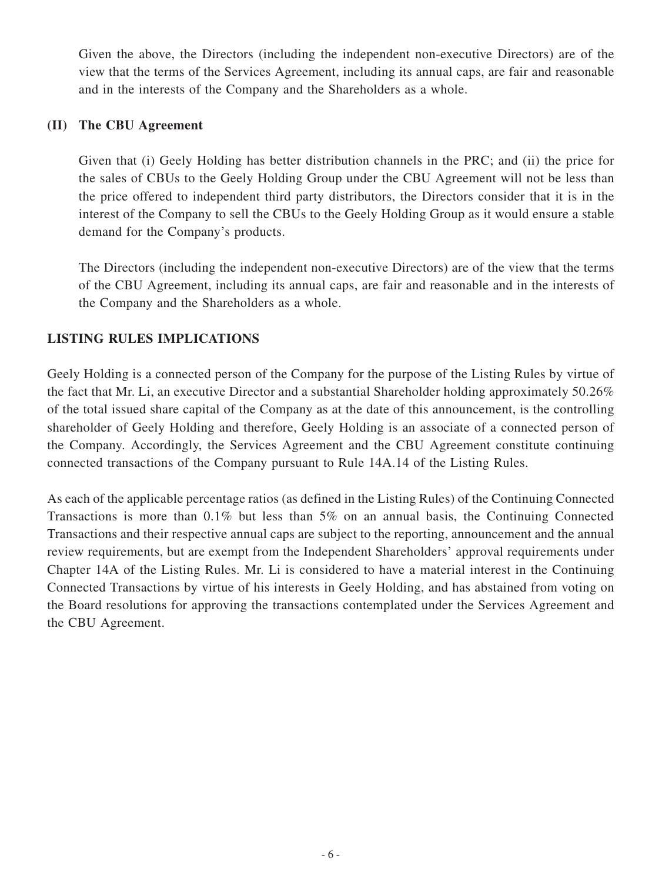Given the above, the Directors (including the independent non-executive Directors) are of the view that the terms of the Services Agreement, including its annual caps, are fair and reasonable and in the interests of the Company and the Shareholders as a whole.

### (II) The CBU Agreement

Given that (i) Geely Holding has better distribution channels in the PRC; and (ii) the price for the sales of CBUs to the Geely Holding Group under the CBU Agreement will not be less than the price offered to independent third party distributors, the Directors consider that it is in the interest of the Company to sell the CBUs to the Geely Holding Group as it would ensure a stable demand for the Company's products.

The Directors (including the independent non-executive Directors) are of the view that the terms of the CBU Agreement, including its annual caps, are fair and reasonable and in the interests of the Company and the Shareholders as a whole.

## LISTING RULES IMPLICATIONS

Geely Holding is a connected person of the Company for the purpose of the Listing Rules by virtue of the fact that Mr. Li, an executive Director and a substantial Shareholder holding approximately 50.26% of the total issued share capital of the Company as at the date of this announcement, is the controlling shareholder of Geely Holding and therefore, Geely Holding is an associate of a connected person of the Company. Accordingly, the Services Agreement and the CBU Agreement constitute continuing connected transactions of the Company pursuant to Rule 14A.14 of the Listing Rules.

As each of the applicable percentage ratios (as defined in the Listing Rules) of the Continuing Connected Transactions is more than 0.1% but less than 5% on an annual basis, the Continuing Connected Transactions and their respective annual caps are subject to the reporting, announcement and the annual review requirements, but are exempt from the Independent Shareholders' approval requirements under Chapter 14A of the Listing Rules. Mr. Li is considered to have a material interest in the Continuing Connected Transactions by virtue of his interests in Geely Holding, and has abstained from voting on the Board resolutions for approving the transactions contemplated under the Services Agreement and the CBU Agreement.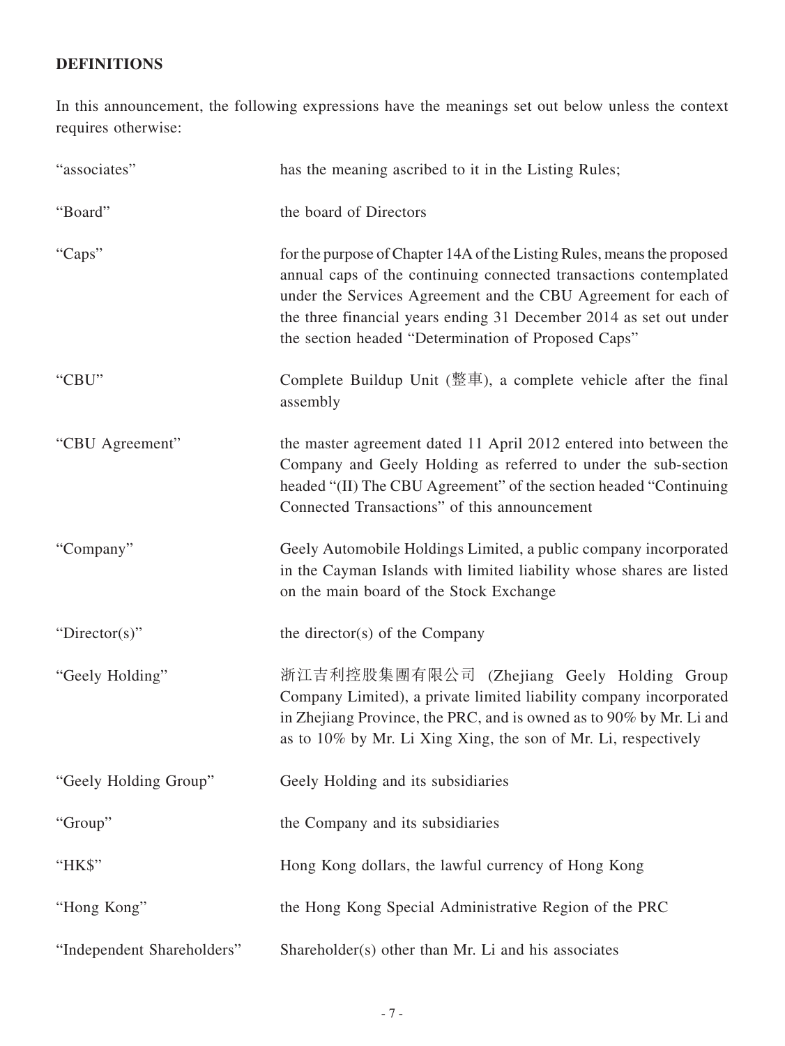## DEFINITIONS

In this announcement, the following expressions have the meanings set out below unless the context requires otherwise:

| | |
|---|---|
| "associates" | has the meaning ascribed to it in the Listing Rules; |
| "Board" | the board of Directors |
| "Caps" | for the purpose of Chapter 14A of the Listing Rules, means the proposed annual caps of the continuing connected transactions contemplated under the Services Agreement and the CBU Agreement for each of the three financial years ending 31 December 2014 as set out under the section headed "Determination of Proposed Caps" |
| "CBU" | Complete Buildup Unit (整車), a complete vehicle after the final assembly |
| "CBU Agreement" | the master agreement dated 11 April 2012 entered into between the Company and Geely Holding as referred to under the sub-section headed "(II) The CBU Agreement" of the section headed "Continuing Connected Transactions" of this announcement |
| "Company" | Geely Automobile Holdings Limited, a public company incorporated in the Cayman Islands with limited liability whose shares are listed on the main board of the Stock Exchange |
| "Director(s)" | the director(s) of the Company |
| "Geely Holding" | 浙江吉利控股集團有限公司 (Zhejiang Geely Holding Group Company Limited), a private limited liability company incorporated in Zhejiang Province, the PRC, and is owned as to 90% by Mr. Li and as to 10% by Mr. Li Xing Xing, the son of Mr. Li, respectively |
| "Geely Holding Group" | Geely Holding and its subsidiaries |
| "Group" | the Company and its subsidiaries |
| "HK$" | Hong Kong dollars, the lawful currency of Hong Kong |
| "Hong Kong" | the Hong Kong Special Administrative Region of the PRC |
| "Independent Shareholders" | Shareholder(s) other than Mr. Li and his associates |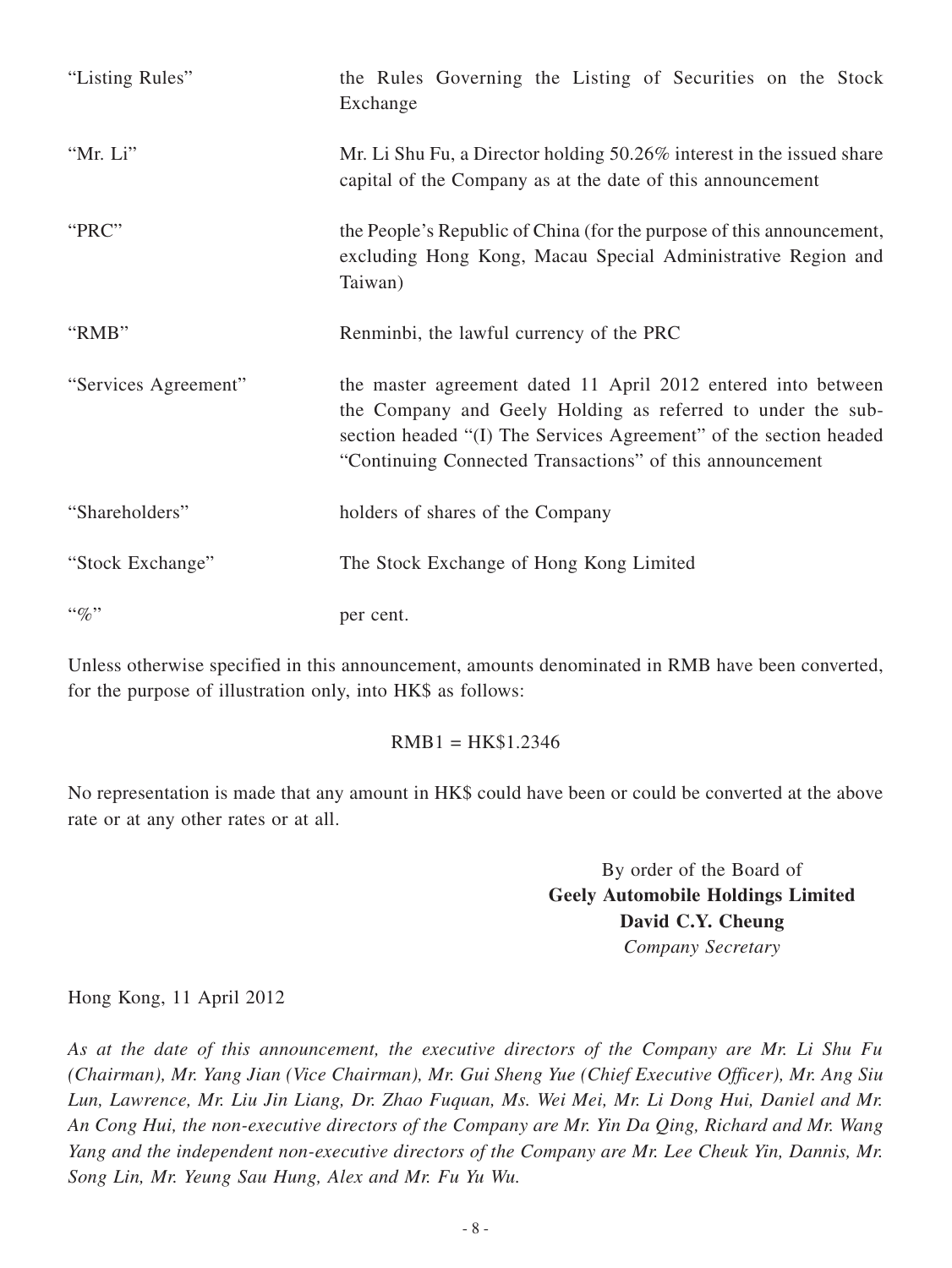| | |
|---|---|
| "Listing Rules" | the Rules Governing the Listing of Securities on the Stock Exchange |
| "Mr. Li" | Mr. Li Shu Fu, a Director holding 50.26% interest in the issued share capital of the Company as at the date of this announcement |
| "PRC" | the People's Republic of China (for the purpose of this announcement, excluding Hong Kong, Macau Special Administrative Region and Taiwan) |
| "RMB" | Renminbi, the lawful currency of the PRC |
| "Services Agreement" | the master agreement dated 11 April 2012 entered into between the Company and Geely Holding as referred to under the sub-section headed "(I) The Services Agreement" of the section headed "Continuing Connected Transactions" of this announcement |
| "Shareholders" | holders of shares of the Company |
| "Stock Exchange" | The Stock Exchange of Hong Kong Limited |
| "%" | per cent. |

Unless otherwise specified in this announcement, amounts denominated in RMB have been converted, for the purpose of illustration only, into HK$ as follows:

RMB1 = HK$1.2346

No representation is made that any amount in HK$ could have been or could be converted at the above rate or at any other rates or at all.

By order of the Board of
**Geely Automobile Holdings Limited**
**David C.Y. Cheung**
*Company Secretary*

Hong Kong, 11 April 2012

*As at the date of this announcement, the executive directors of the Company are Mr. Li Shu Fu (Chairman), Mr. Yang Jian (Vice Chairman), Mr. Gui Sheng Yue (Chief Executive Officer), Mr. Ang Siu Lun, Lawrence, Mr. Liu Jin Liang, Dr. Zhao Fuquan, Ms. Wei Mei, Mr. Li Dong Hui, Daniel and Mr. An Cong Hui, the non-executive directors of the Company are Mr. Yin Da Qing, Richard and Mr. Wang Yang and the independent non-executive directors of the Company are Mr. Lee Cheuk Yin, Dannis, Mr. Song Lin, Mr. Yeung Sau Hung, Alex and Mr. Fu Yu Wu.*